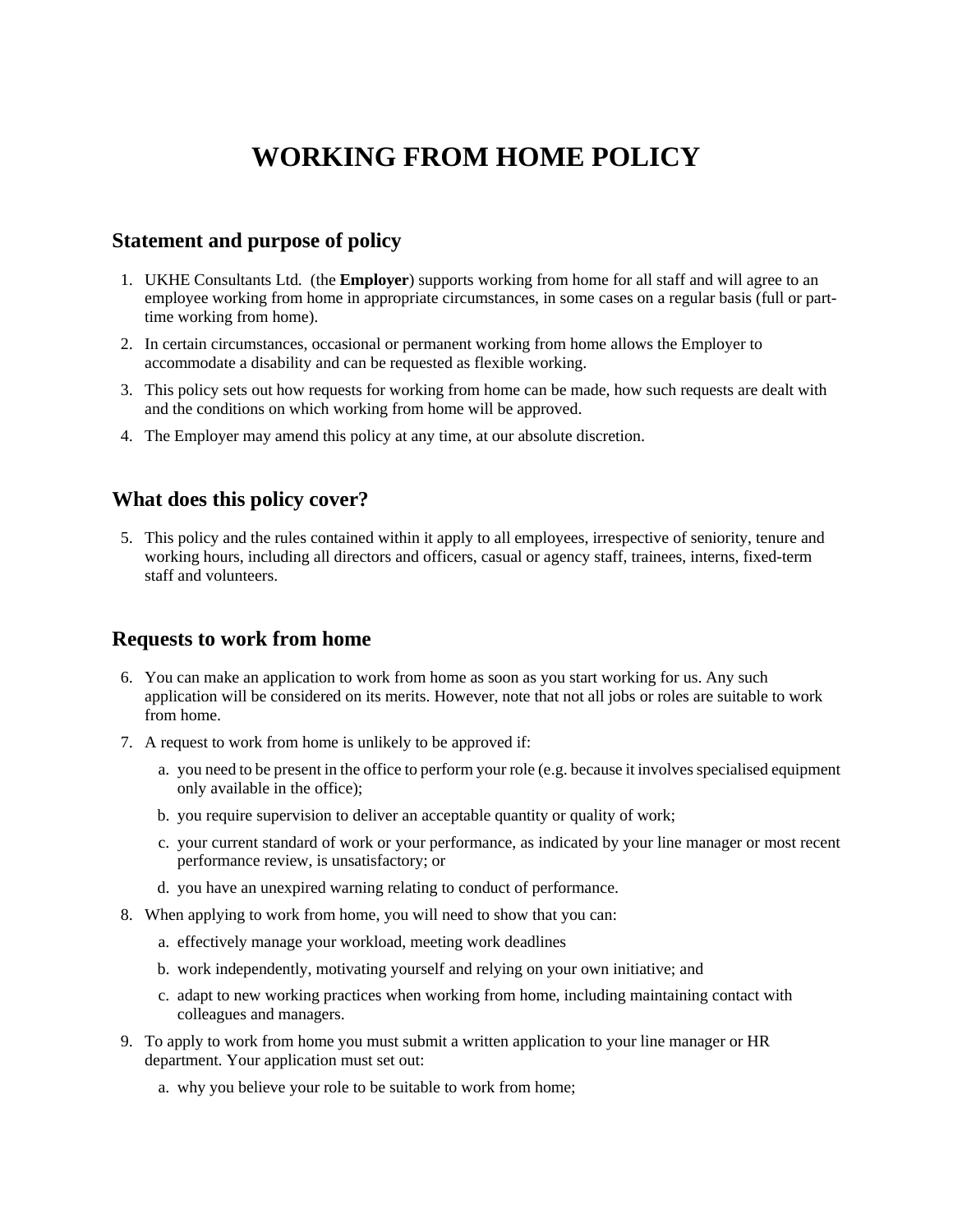# WORKING FROM HOME POLICY

## Statement and purpose of policy

1. UKHE Consultants Ltd. (the **Employer**) supports working from home for all staff and will agree to an employee working from home in appropriate circumstances, in some cases on a regular basis (full or part-time working from home).
2. In certain circumstances, occasional or permanent working from home allows the Employer to accommodate a disability and can be requested as flexible working.
3. This policy sets out how requests for working from home can be made, how such requests are dealt with and the conditions on which working from home will be approved.
4. The Employer may amend this policy at any time, at our absolute discretion.

## What does this policy cover?

5. This policy and the rules contained within it apply to all employees, irrespective of seniority, tenure and working hours, including all directors and officers, casual or agency staff, trainees, interns, fixed-term staff and volunteers.

## Requests to work from home

6. You can make an application to work from home as soon as you start working for us. Any such application will be considered on its merits. However, note that not all jobs or roles are suitable to work from home.
7. A request to work from home is unlikely to be approved if:
   a. you need to be present in the office to perform your role (e.g. because it involves specialised equipment only available in the office);
   b. you require supervision to deliver an acceptable quantity or quality of work;
   c. your current standard of work or your performance, as indicated by your line manager or most recent performance review, is unsatisfactory; or
   d. you have an unexpired warning relating to conduct of performance.
8. When applying to work from home, you will need to show that you can:
   a. effectively manage your workload, meeting work deadlines
   b. work independently, motivating yourself and relying on your own initiative; and
   c. adapt to new working practices when working from home, including maintaining contact with colleagues and managers.
9. To apply to work from home you must submit a written application to your line manager or HR department. Your application must set out:
   a. why you believe your role to be suitable to work from home;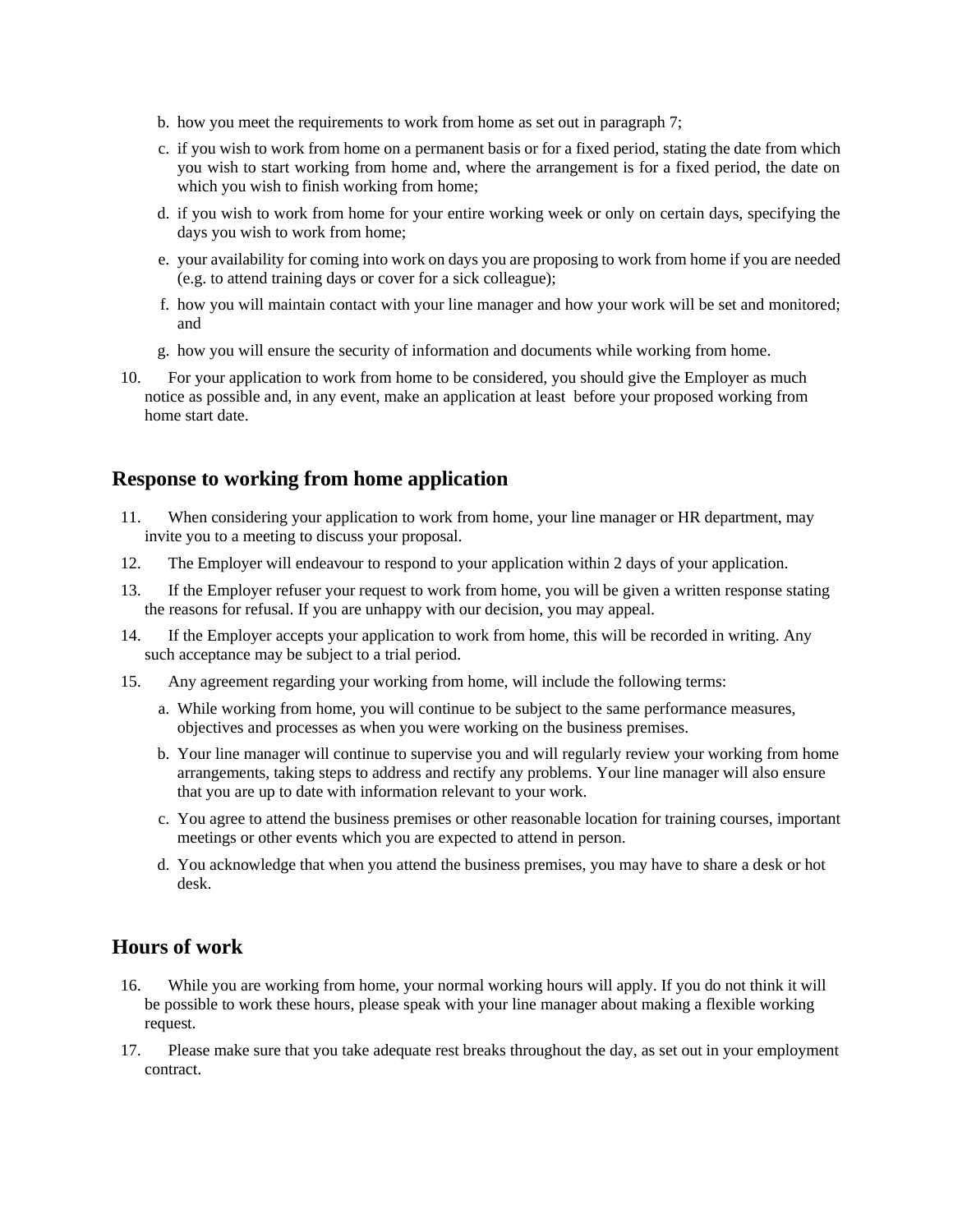b. how you meet the requirements to work from home as set out in paragraph 7;

c. if you wish to work from home on a permanent basis or for a fixed period, stating the date from which you wish to start working from home and, where the arrangement is for a fixed period, the date on which you wish to finish working from home;

d. if you wish to work from home for your entire working week or only on certain days, specifying the days you wish to work from home;

e. your availability for coming into work on days you are proposing to work from home if you are needed (e.g. to attend training days or cover for a sick colleague);

f. how you will maintain contact with your line manager and how your work will be set and monitored; and

g. how you will ensure the security of information and documents while working from home.

10. For your application to work from home to be considered, you should give the Employer as much notice as possible and, in any event, make an application at least  before your proposed working from home start date.

## Response to working from home application

11. When considering your application to work from home, your line manager or HR department, may invite you to a meeting to discuss your proposal.

12. The Employer will endeavour to respond to your application within 2 days of your application.

13. If the Employer refuser your request to work from home, you will be given a written response stating the reasons for refusal. If you are unhappy with our decision, you may appeal.

14. If the Employer accepts your application to work from home, this will be recorded in writing. Any such acceptance may be subject to a trial period.

15. Any agreement regarding your working from home, will include the following terms:

a. While working from home, you will continue to be subject to the same performance measures, objectives and processes as when you were working on the business premises.

b. Your line manager will continue to supervise you and will regularly review your working from home arrangements, taking steps to address and rectify any problems. Your line manager will also ensure that you are up to date with information relevant to your work.

c. You agree to attend the business premises or other reasonable location for training courses, important meetings or other events which you are expected to attend in person.

d. You acknowledge that when you attend the business premises, you may have to share a desk or hot desk.

## Hours of work

16. While you are working from home, your normal working hours will apply. If you do not think it will be possible to work these hours, please speak with your line manager about making a flexible working request.

17. Please make sure that you take adequate rest breaks throughout the day, as set out in your employment contract.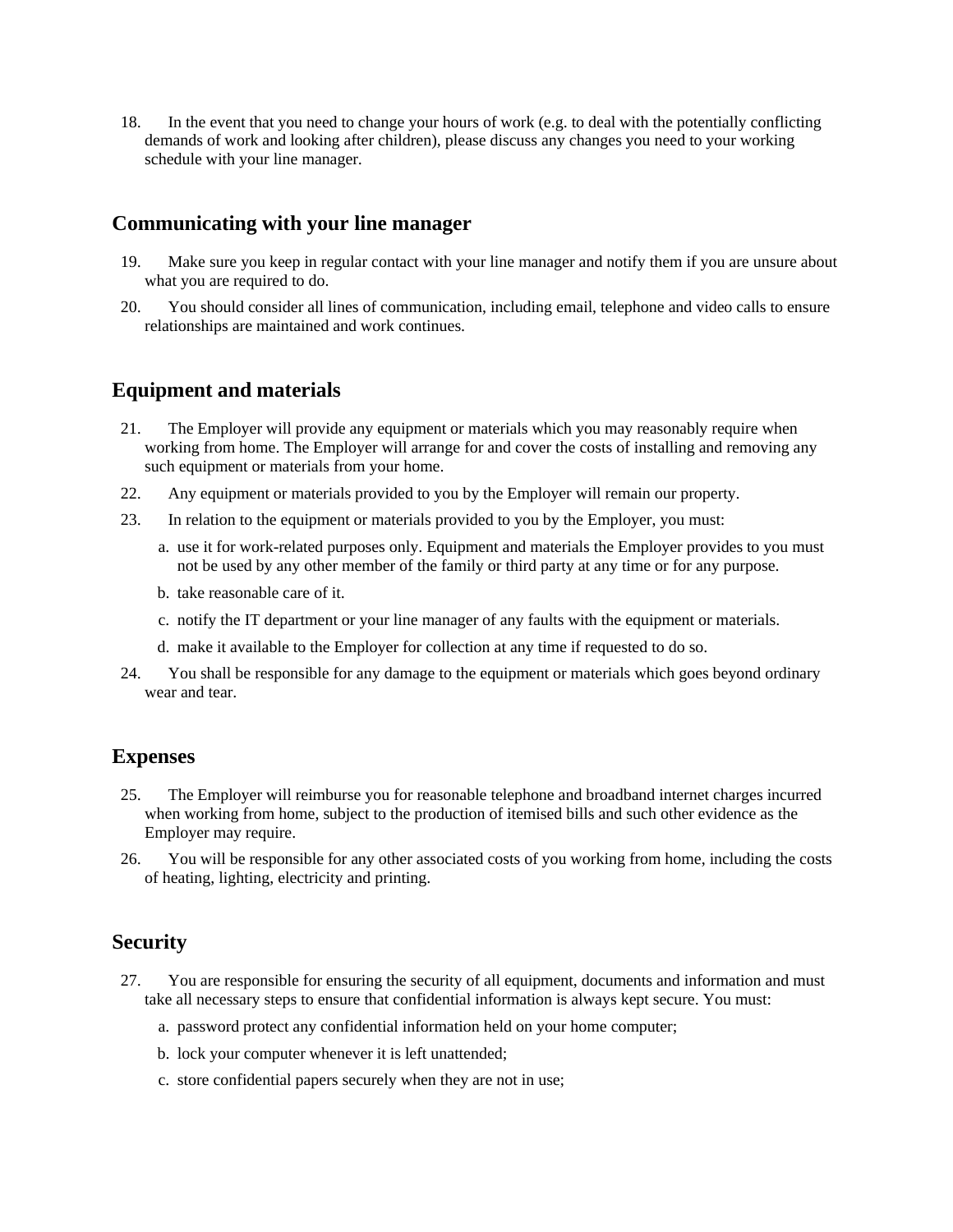18. In the event that you need to change your hours of work (e.g. to deal with the potentially conflicting demands of work and looking after children), please discuss any changes you need to your working schedule with your line manager.

## Communicating with your line manager

19. Make sure you keep in regular contact with your line manager and notify them if you are unsure about what you are required to do.
20. You should consider all lines of communication, including email, telephone and video calls to ensure relationships are maintained and work continues.

## Equipment and materials

21. The Employer will provide any equipment or materials which you may reasonably require when working from home. The Employer will arrange for and cover the costs of installing and removing any such equipment or materials from your home.
22. Any equipment or materials provided to you by the Employer will remain our property.
23. In relation to the equipment or materials provided to you by the Employer, you must:
    a. use it for work-related purposes only. Equipment and materials the Employer provides to you must not be used by any other member of the family or third party at any time or for any purpose.
    b. take reasonable care of it.
    c. notify the IT department or your line manager of any faults with the equipment or materials.
    d. make it available to the Employer for collection at any time if requested to do so.
24. You shall be responsible for any damage to the equipment or materials which goes beyond ordinary wear and tear.

## Expenses

25. The Employer will reimburse you for reasonable telephone and broadband internet charges incurred when working from home, subject to the production of itemised bills and such other evidence as the Employer may require.
26. You will be responsible for any other associated costs of you working from home, including the costs of heating, lighting, electricity and printing.

## Security

27. You are responsible for ensuring the security of all equipment, documents and information and must take all necessary steps to ensure that confidential information is always kept secure. You must:
    a. password protect any confidential information held on your home computer;
    b. lock your computer whenever it is left unattended;
    c. store confidential papers securely when they are not in use;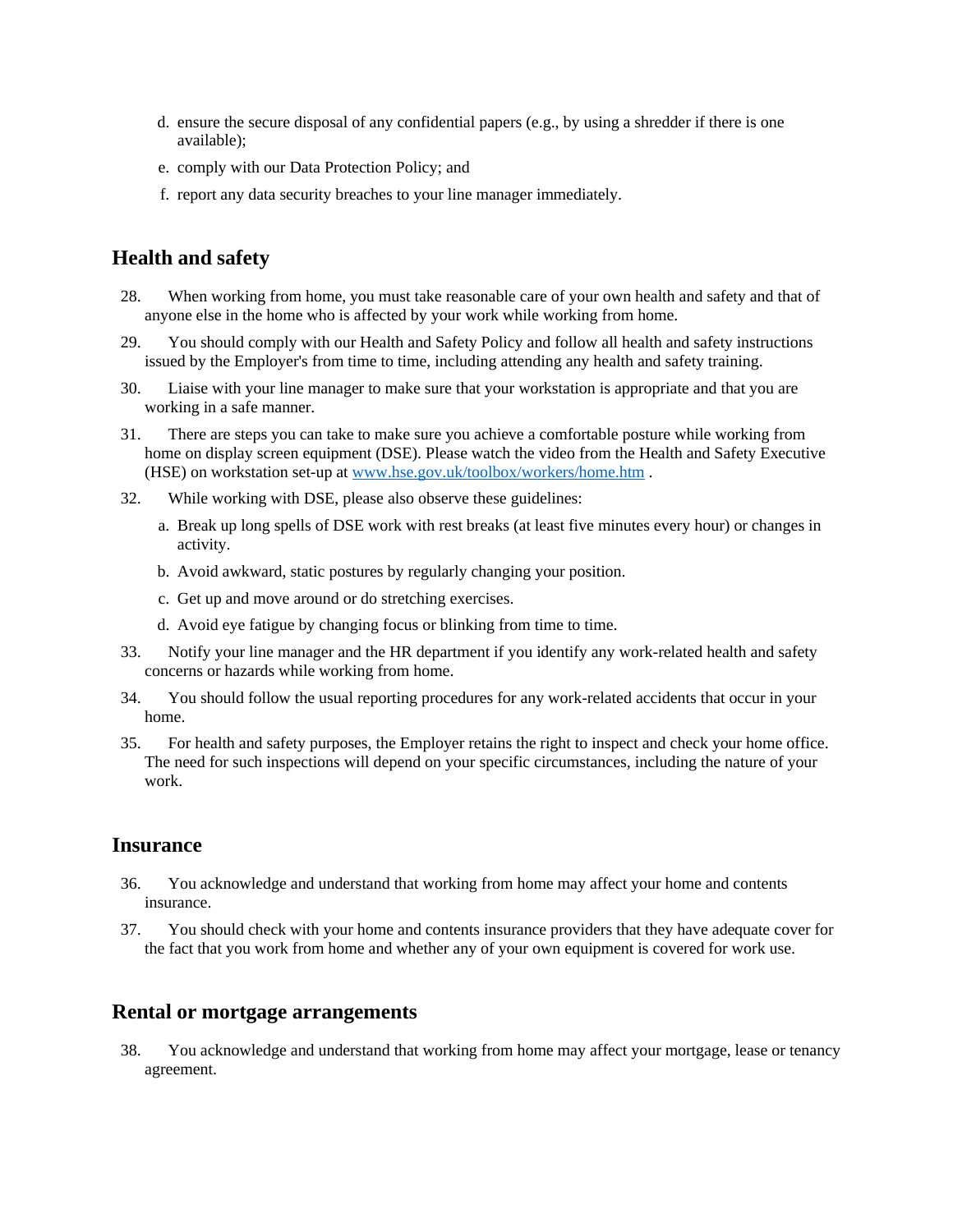d. ensure the secure disposal of any confidential papers (e.g., by using a shredder if there is one available);
e. comply with our Data Protection Policy; and
f. report any data security breaches to your line manager immediately.

## Health and safety

28. When working from home, you must take reasonable care of your own health and safety and that of anyone else in the home who is affected by your work while working from home.

29. You should comply with our Health and Safety Policy and follow all health and safety instructions issued by the Employer's from time to time, including attending any health and safety training.

30. Liaise with your line manager to make sure that your workstation is appropriate and that you are working in a safe manner.

31. There are steps you can take to make sure you achieve a comfortable posture while working from home on display screen equipment (DSE). Please watch the video from the Health and Safety Executive (HSE) on workstation set-up at [www.hse.gov.uk/toolbox/workers/home.htm](http://www.hse.gov.uk/toolbox/workers/home.htm) .

32. While working with DSE, please also observe these guidelines:

    a. Break up long spells of DSE work with rest breaks (at least five minutes every hour) or changes in activity.
    b. Avoid awkward, static postures by regularly changing your position.
    c. Get up and move around or do stretching exercises.
    d. Avoid eye fatigue by changing focus or blinking from time to time.

33. Notify your line manager and the HR department if you identify any work-related health and safety concerns or hazards while working from home.

34. You should follow the usual reporting procedures for any work-related accidents that occur in your home.

35. For health and safety purposes, the Employer retains the right to inspect and check your home office. The need for such inspections will depend on your specific circumstances, including the nature of your work.

## Insurance

36. You acknowledge and understand that working from home may affect your home and contents insurance.

37. You should check with your home and contents insurance providers that they have adequate cover for the fact that you work from home and whether any of your own equipment is covered for work use.

## Rental or mortgage arrangements

38. You acknowledge and understand that working from home may affect your mortgage, lease or tenancy agreement.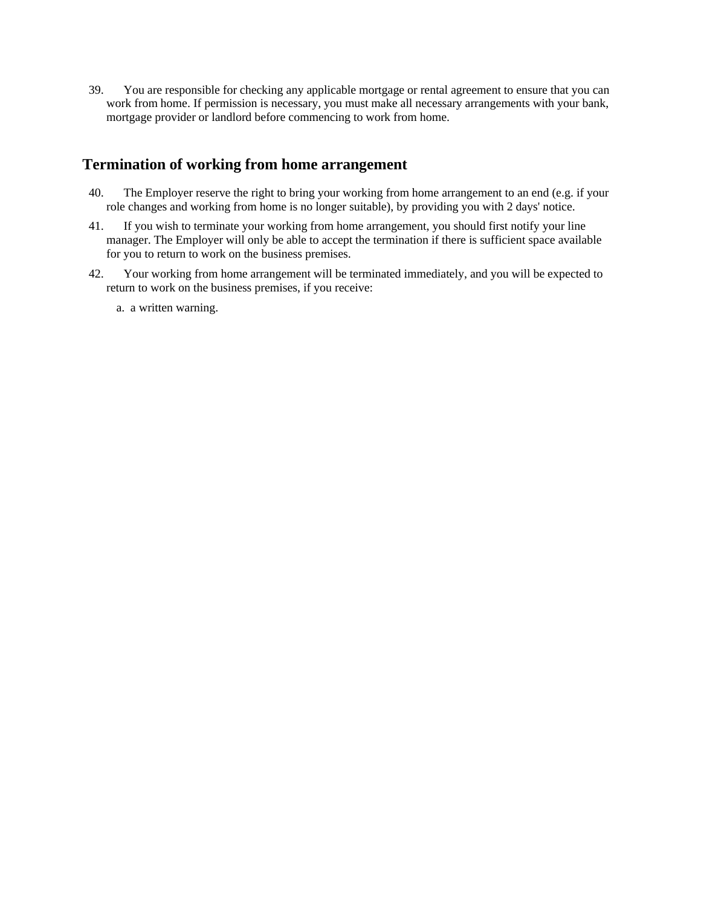39. You are responsible for checking any applicable mortgage or rental agreement to ensure that you can work from home. If permission is necessary, you must make all necessary arrangements with your bank, mortgage provider or landlord before commencing to work from home.

## Termination of working from home arrangement

40. The Employer reserve the right to bring your working from home arrangement to an end (e.g. if your role changes and working from home is no longer suitable), by providing you with 2 days' notice.
41. If you wish to terminate your working from home arrangement, you should first notify your line manager. The Employer will only be able to accept the termination if there is sufficient space available for you to return to work on the business premises.
42. Your working from home arrangement will be terminated immediately, and you will be expected to return to work on the business premises, if you receive:
    a. a written warning.